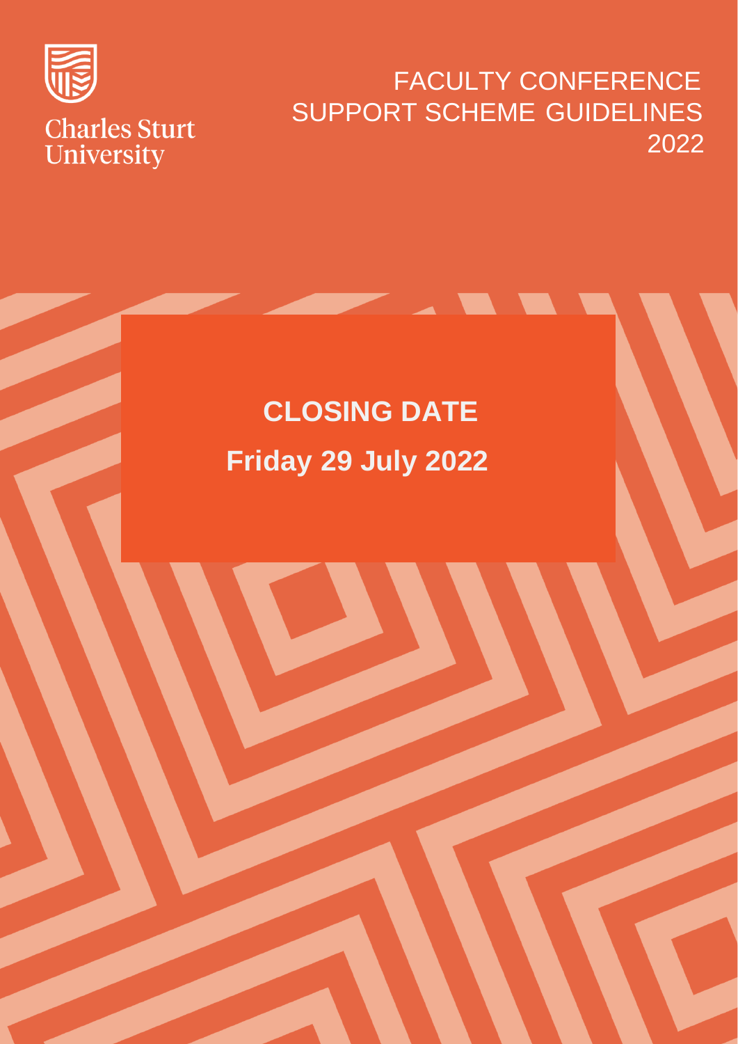Charles Sturt University

# FACULTY CONFERENCE SUPPORT SCHEME GUIDELINES 2022

**CLOSING DATE**

**Friday 29 July 2022**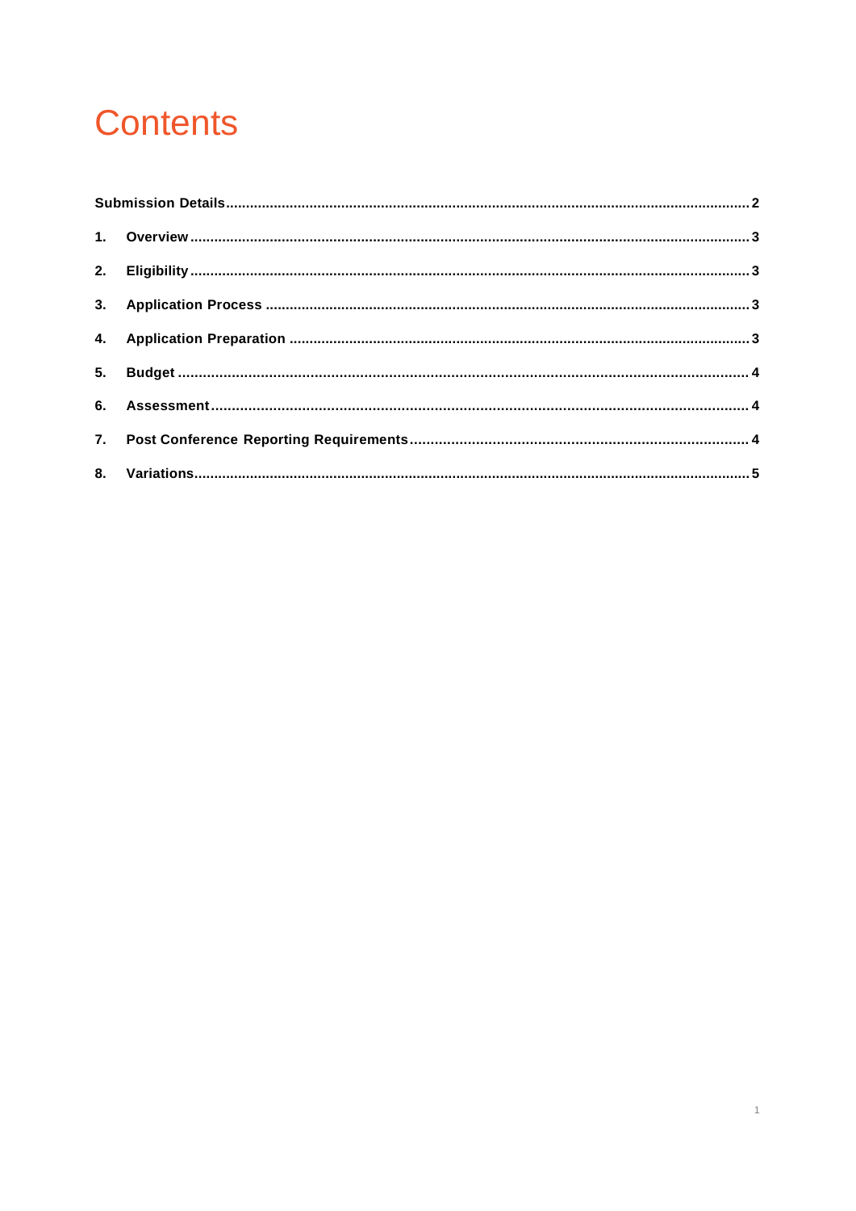# Contents

| | | |
|---|---|---|
| **Submission Details** | | **2** |
| **1.** | **Overview** | **3** |
| **2.** | **Eligibility** | **3** |
| **3.** | **Application Process** | **3** |
| **4.** | **Application Preparation** | **3** |
| **5.** | **Budget** | **4** |
| **6.** | **Assessment** | **4** |
| **7.** | **Post Conference Reporting Requirements** | **4** |
| **8.** | **Variations** | **5** |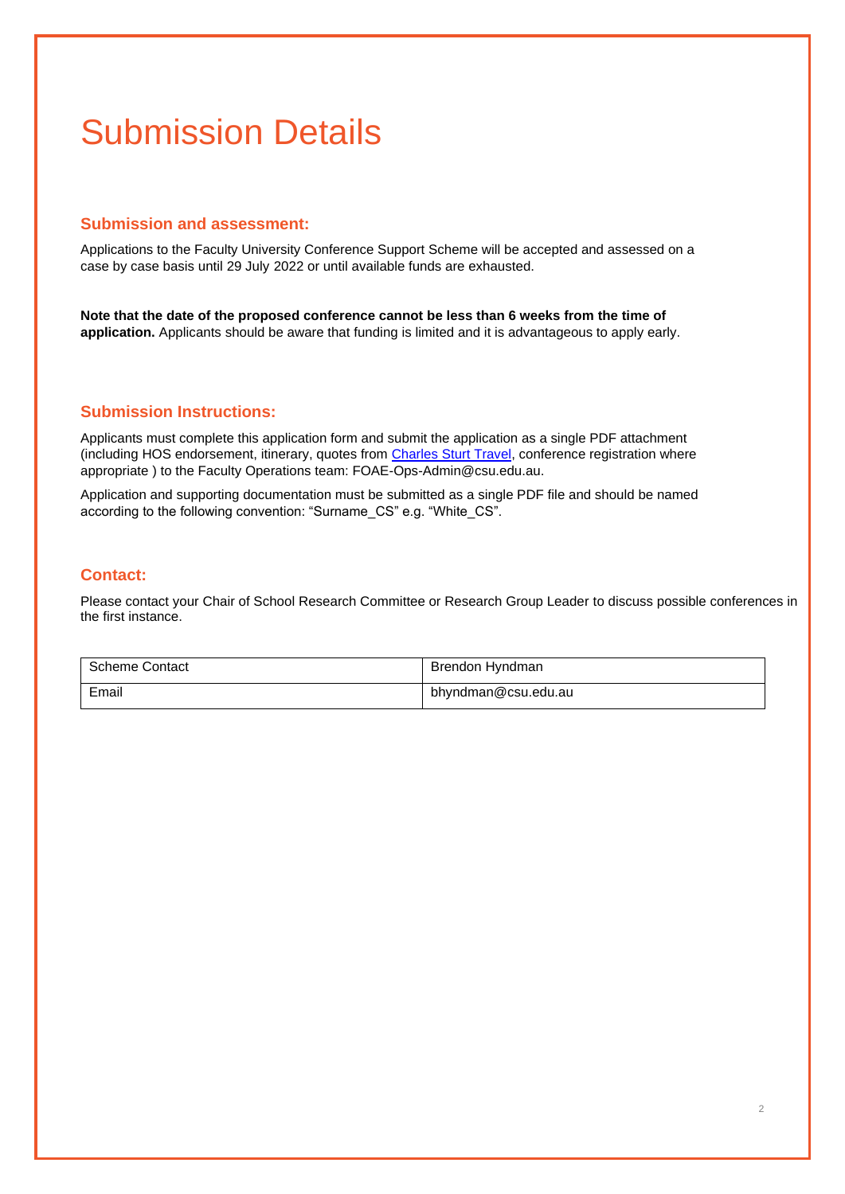# Submission Details

### Submission and assessment:

Applications to the Faculty University Conference Support Scheme will be accepted and assessed on a case by case basis until 29 July 2022 or until available funds are exhausted.

**Note that the date of the proposed conference cannot be less than 6 weeks from the time of application.** Applicants should be aware that funding is limited and it is advantageous to apply early.

### Submission Instructions:

Applicants must complete this application form and submit the application as a single PDF attachment (including HOS endorsement, itinerary, quotes from Charles Sturt Travel, conference registration where appropriate ) to the Faculty Operations team: FOAE-Ops-Admin@csu.edu.au.

Application and supporting documentation must be submitted as a single PDF file and should be named according to the following convention: "Surname_CS" e.g. "White_CS".

### Contact:

Please contact your Chair of School Research Committee or Research Group Leader to discuss possible conferences in the first instance.

| Scheme Contact | Brendon Hyndman |
|---|---|
| Email | bhyndman@csu.edu.au |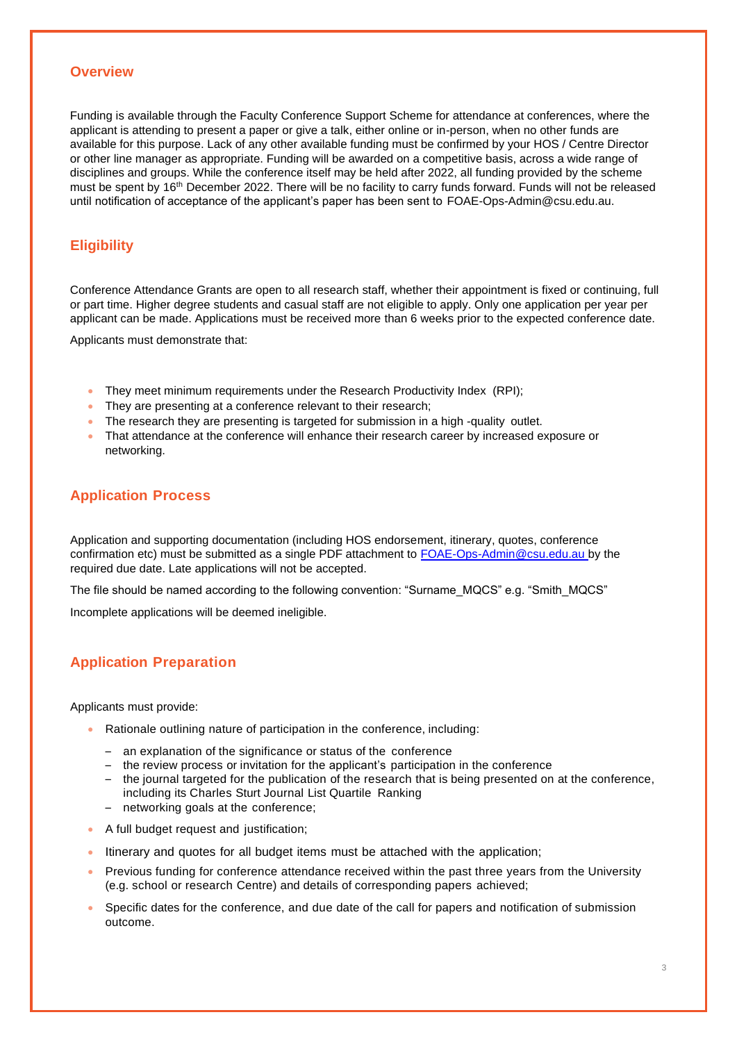## Overview

Funding is available through the Faculty Conference Support Scheme for attendance at conferences, where the applicant is attending to present a paper or give a talk, either online or in-person, when no other funds are available for this purpose. Lack of any other available funding must be confirmed by your HOS / Centre Director or other line manager as appropriate. Funding will be awarded on a competitive basis, across a wide range of disciplines and groups. While the conference itself may be held after 2022, all funding provided by the scheme must be spent by 16th December 2022. There will be no facility to carry funds forward. Funds will not be released until notification of acceptance of the applicant's paper has been sent to FOAE-Ops-Admin@csu.edu.au.

## Eligibility

Conference Attendance Grants are open to all research staff, whether their appointment is fixed or continuing, full or part time. Higher degree students and casual staff are not eligible to apply. Only one application per year per applicant can be made. Applications must be received more than 6 weeks prior to the expected conference date.

Applicants must demonstrate that:

- They meet minimum requirements under the Research Productivity Index (RPI);
- They are presenting at a conference relevant to their research;
- The research they are presenting is targeted for submission in a high -quality outlet.
- That attendance at the conference will enhance their research career by increased exposure or networking.

## Application Process

Application and supporting documentation (including HOS endorsement, itinerary, quotes, conference confirmation etc) must be submitted as a single PDF attachment to FOAE-Ops-Admin@csu.edu.au by the required due date. Late applications will not be accepted.

The file should be named according to the following convention: "Surname_MQCS" e.g. "Smith_MQCS"

Incomplete applications will be deemed ineligible.

## Application Preparation

Applicants must provide:

- Rationale outlining nature of participation in the conference, including:
  - an explanation of the significance or status of the conference
  - the review process or invitation for the applicant's participation in the conference
  - the journal targeted for the publication of the research that is being presented on at the conference, including its Charles Sturt Journal List Quartile Ranking
  - networking goals at the conference;
- A full budget request and justification;
- Itinerary and quotes for all budget items must be attached with the application;
- Previous funding for conference attendance received within the past three years from the University (e.g. school or research Centre) and details of corresponding papers achieved;
- Specific dates for the conference, and due date of the call for papers and notification of submission outcome.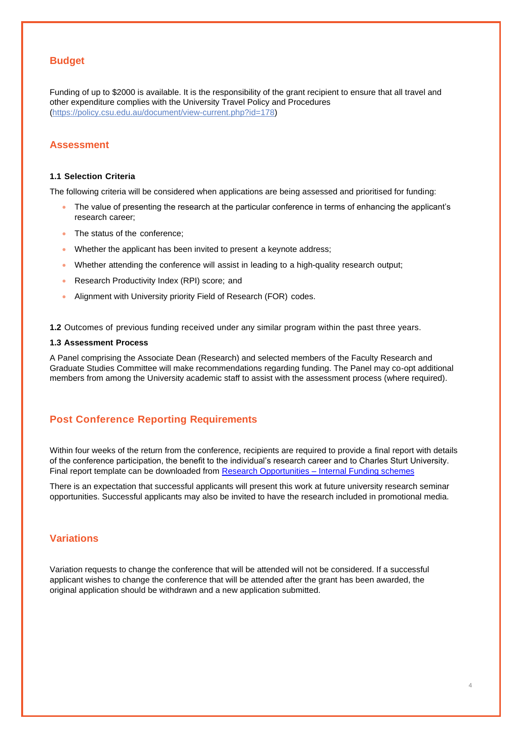## Budget

Funding of up to $2000 is available. It is the responsibility of the grant recipient to ensure that all travel and other expenditure complies with the University Travel Policy and Procedures (https://policy.csu.edu.au/document/view-current.php?id=178)

## Assessment

### 1.1 Selection Criteria

The following criteria will be considered when applications are being assessed and prioritised for funding:

- The value of presenting the research at the particular conference in terms of enhancing the applicant's research career;
- The status of the conference;
- Whether the applicant has been invited to present a keynote address;
- Whether attending the conference will assist in leading to a high-quality research output;
- Research Productivity Index (RPI) score; and
- Alignment with University priority Field of Research (FOR) codes.

**1.2** Outcomes of previous funding received under any similar program within the past three years.

### 1.3 Assessment Process

A Panel comprising the Associate Dean (Research) and selected members of the Faculty Research and Graduate Studies Committee will make recommendations regarding funding. The Panel may co-opt additional members from among the University academic staff to assist with the assessment process (where required).

## Post Conference Reporting Requirements

Within four weeks of the return from the conference, recipients are required to provide a final report with details of the conference participation, the benefit to the individual's research career and to Charles Sturt University. Final report template can be downloaded from Research Opportunities – Internal Funding schemes

There is an expectation that successful applicants will present this work at future university research seminar opportunities. Successful applicants may also be invited to have the research included in promotional media.

## Variations

Variation requests to change the conference that will be attended will not be considered. If a successful applicant wishes to change the conference that will be attended after the grant has been awarded, the original application should be withdrawn and a new application submitted.